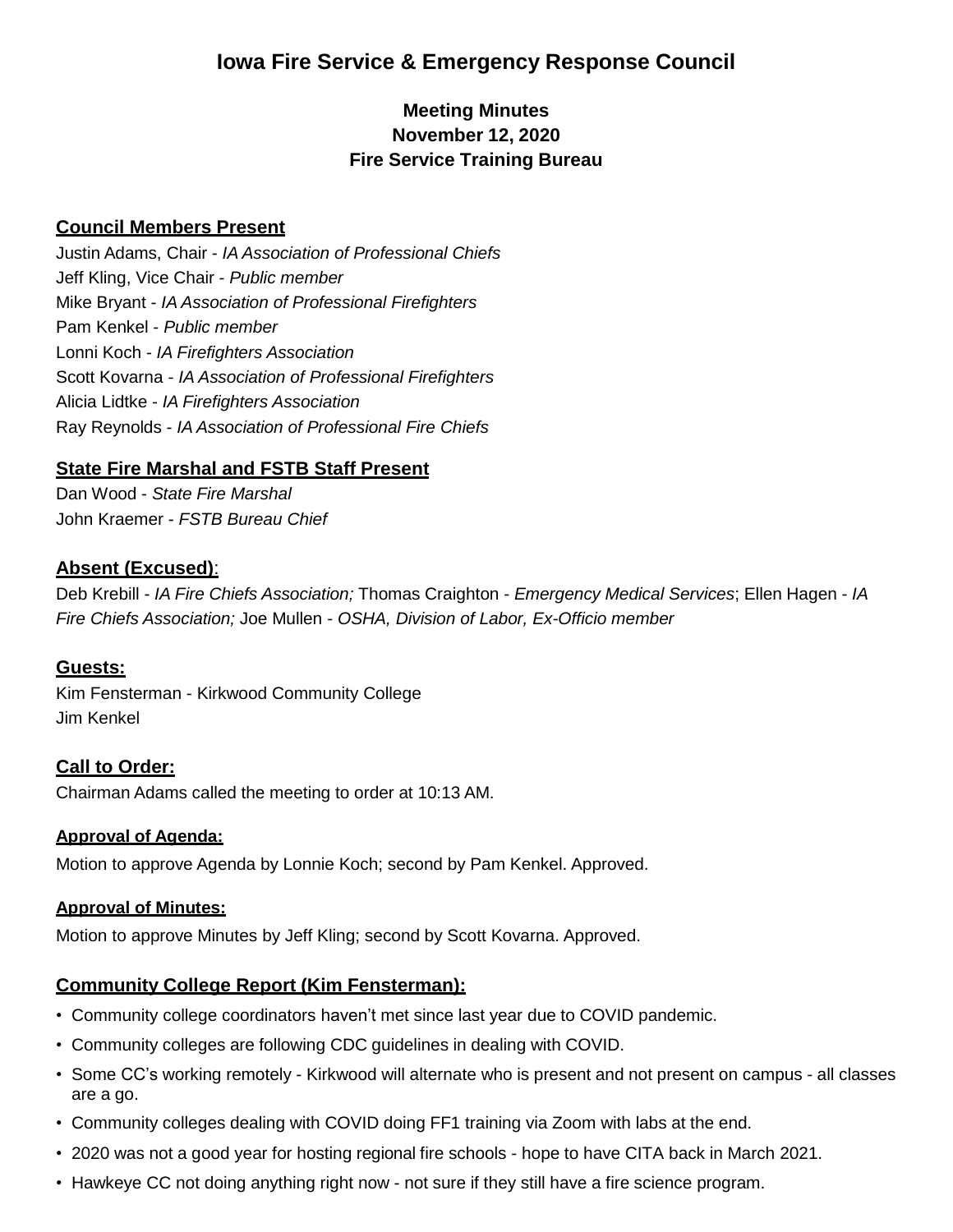# Iowa Fire Service & Emergency Response Council

### Meeting Minutes
### November 12, 2020
### Fire Service Training Bureau

## Council Members Present

Justin Adams, Chair - *IA Association of Professional Chiefs*
Jeff Kling, Vice Chair - *Public member*
Mike Bryant - *IA Association of Professional Firefighters*
Pam Kenkel - *Public member*
Lonni Koch - *IA Firefighters Association*
Scott Kovarna - *IA Association of Professional Firefighters*
Alicia Lidtke - *IA Firefighters Association*
Ray Reynolds - *IA Association of Professional Fire Chiefs*

## State Fire Marshal and FSTB Staff Present

Dan Wood - *State Fire Marshal*
John Kraemer - *FSTB Bureau Chief*

## Absent (Excused):

Deb Krebill - *IA Fire Chiefs Association;* Thomas Craighton - *Emergency Medical Services*; Ellen Hagen - *IA Fire Chiefs Association;* Joe Mullen - *OSHA, Division of Labor, Ex-Officio member*

## Guests:

Kim Fensterman - Kirkwood Community College
Jim Kenkel

## Call to Order:

Chairman Adams called the meeting to order at 10:13 AM.

### Approval of Agenda:

Motion to approve Agenda by Lonnie Koch; second by Pam Kenkel. Approved.

### Approval of Minutes:

Motion to approve Minutes by Jeff Kling; second by Scott Kovarna. Approved.

## Community College Report (Kim Fensterman):

- Community college coordinators haven't met since last year due to COVID pandemic.
- Community colleges are following CDC guidelines in dealing with COVID.
- Some CC's working remotely - Kirkwood will alternate who is present and not present on campus - all classes are a go.
- Community colleges dealing with COVID doing FF1 training via Zoom with labs at the end.
- 2020 was not a good year for hosting regional fire schools - hope to have CITA back in March 2021.
- Hawkeye CC not doing anything right now - not sure if they still have a fire science program.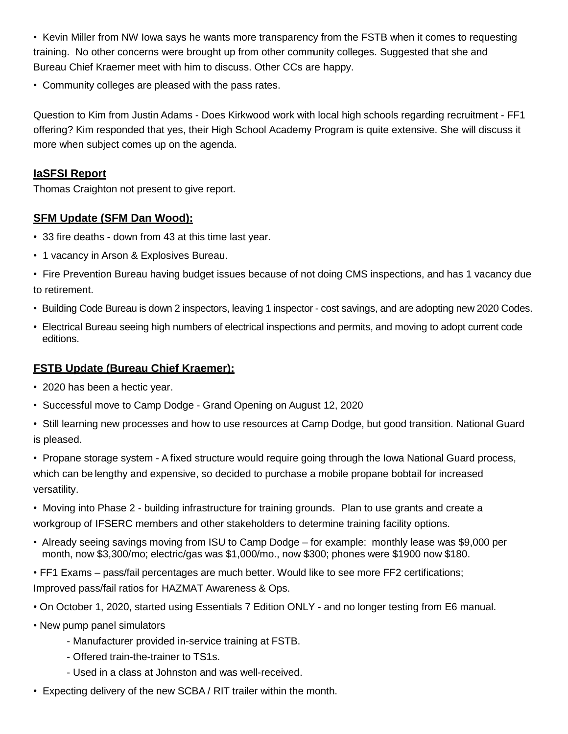- Kevin Miller from NW Iowa says he wants more transparency from the FSTB when it comes to requesting training. No other concerns were brought up from other community colleges. Suggested that she and Bureau Chief Kraemer meet with him to discuss. Other CCs are happy.
- Community colleges are pleased with the pass rates.

Question to Kim from Justin Adams - Does Kirkwood work with local high schools regarding recruitment - FF1 offering? Kim responded that yes, their High School Academy Program is quite extensive. She will discuss it more when subject comes up on the agenda.

## IaSFSI Report

Thomas Craighton not present to give report.

## SFM Update (SFM Dan Wood):

- 33 fire deaths - down from 43 at this time last year.
- 1 vacancy in Arson & Explosives Bureau.
- Fire Prevention Bureau having budget issues because of not doing CMS inspections, and has 1 vacancy due to retirement.
- Building Code Bureau is down 2 inspectors, leaving 1 inspector - cost savings, and are adopting new 2020 Codes.
- Electrical Bureau seeing high numbers of electrical inspections and permits, and moving to adopt current code editions.

## FSTB Update (Bureau Chief Kraemer):

- 2020 has been a hectic year.
- Successful move to Camp Dodge - Grand Opening on August 12, 2020
- Still learning new processes and how to use resources at Camp Dodge, but good transition. National Guard is pleased.
- Propane storage system - A fixed structure would require going through the Iowa National Guard process, which can be lengthy and expensive, so decided to purchase a mobile propane bobtail for increased versatility.
- Moving into Phase 2 - building infrastructure for training grounds. Plan to use grants and create a workgroup of IFSERC members and other stakeholders to determine training facility options.
- Already seeing savings moving from ISU to Camp Dodge – for example: monthly lease was $9,000 per month, now $3,300/mo; electric/gas was $1,000/mo., now $300; phones were $1900 now $180.
- FF1 Exams – pass/fail percentages are much better. Would like to see more FF2 certifications; Improved pass/fail ratios for HAZMAT Awareness & Ops.
- On October 1, 2020, started using Essentials 7 Edition ONLY - and no longer testing from E6 manual.
- New pump panel simulators
  - Manufacturer provided in-service training at FSTB.
  - Offered train-the-trainer to TS1s.
  - Used in a class at Johnston and was well-received.
- Expecting delivery of the new SCBA / RIT trailer within the month.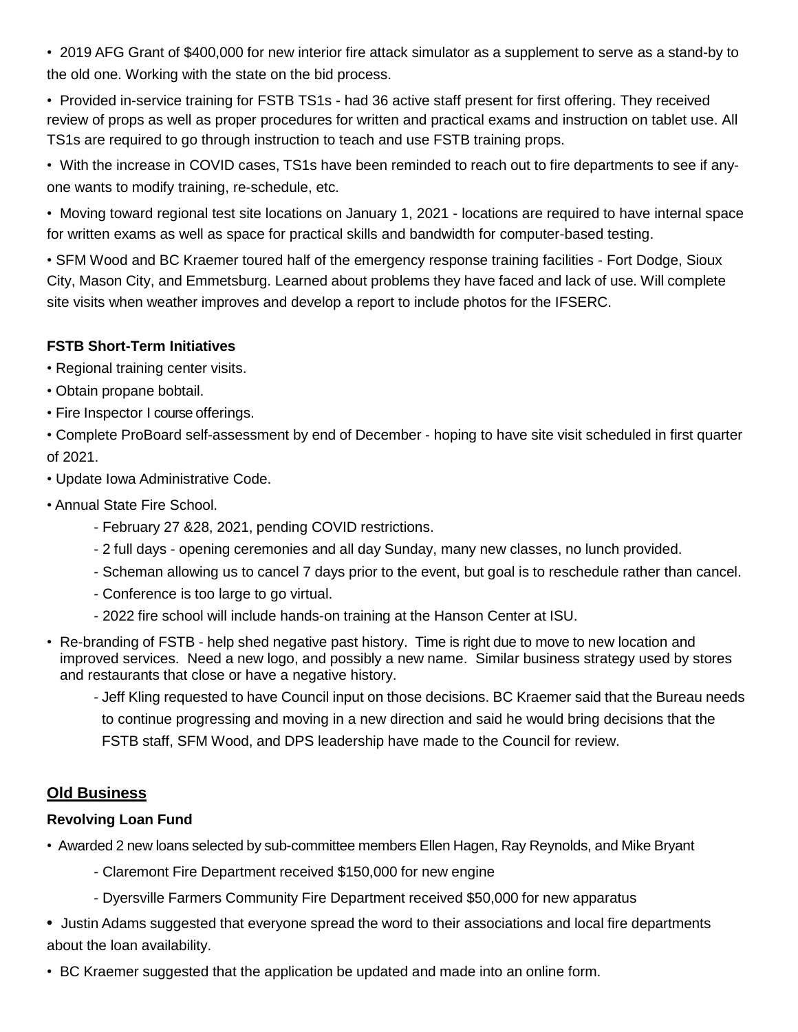- 2019 AFG Grant of $400,000 for new interior fire attack simulator as a supplement to serve as a stand-by to the old one. Working with the state on the bid process.
- Provided in-service training for FSTB TS1s - had 36 active staff present for first offering. They received review of props as well as proper procedures for written and practical exams and instruction on tablet use. All TS1s are required to go through instruction to teach and use FSTB training props.
- With the increase in COVID cases, TS1s have been reminded to reach out to fire departments to see if anyone wants to modify training, re-schedule, etc.
- Moving toward regional test site locations on January 1, 2021 - locations are required to have internal space for written exams as well as space for practical skills and bandwidth for computer-based testing.
- SFM Wood and BC Kraemer toured half of the emergency response training facilities - Fort Dodge, Sioux City, Mason City, and Emmetsburg. Learned about problems they have faced and lack of use. Will complete site visits when weather improves and develop a report to include photos for the IFSERC.

**FSTB Short-Term Initiatives**

- Regional training center visits.
- Obtain propane bobtail.
- Fire Inspector I course offerings.
- Complete ProBoard self-assessment by end of December - hoping to have site visit scheduled in first quarter of 2021.
- Update Iowa Administrative Code.
- Annual State Fire School.
  - February 27 &28, 2021, pending COVID restrictions.
  - 2 full days - opening ceremonies and all day Sunday, many new classes, no lunch provided.
  - Scheman allowing us to cancel 7 days prior to the event, but goal is to reschedule rather than cancel.
  - Conference is too large to go virtual.
  - 2022 fire school will include hands-on training at the Hanson Center at ISU.
- Re-branding of FSTB - help shed negative past history. Time is right due to move to new location and improved services. Need a new logo, and possibly a new name. Similar business strategy used by stores and restaurants that close or have a negative history.
  - Jeff Kling requested to have Council input on those decisions. BC Kraemer said that the Bureau needs to continue progressing and moving in a new direction and said he would bring decisions that the FSTB staff, SFM Wood, and DPS leadership have made to the Council for review.

## Old Business

**Revolving Loan Fund**

- Awarded 2 new loans selected by sub-committee members Ellen Hagen, Ray Reynolds, and Mike Bryant
  - Claremont Fire Department received $150,000 for new engine
  - Dyersville Farmers Community Fire Department received $50,000 for new apparatus
- Justin Adams suggested that everyone spread the word to their associations and local fire departments about the loan availability.
- BC Kraemer suggested that the application be updated and made into an online form.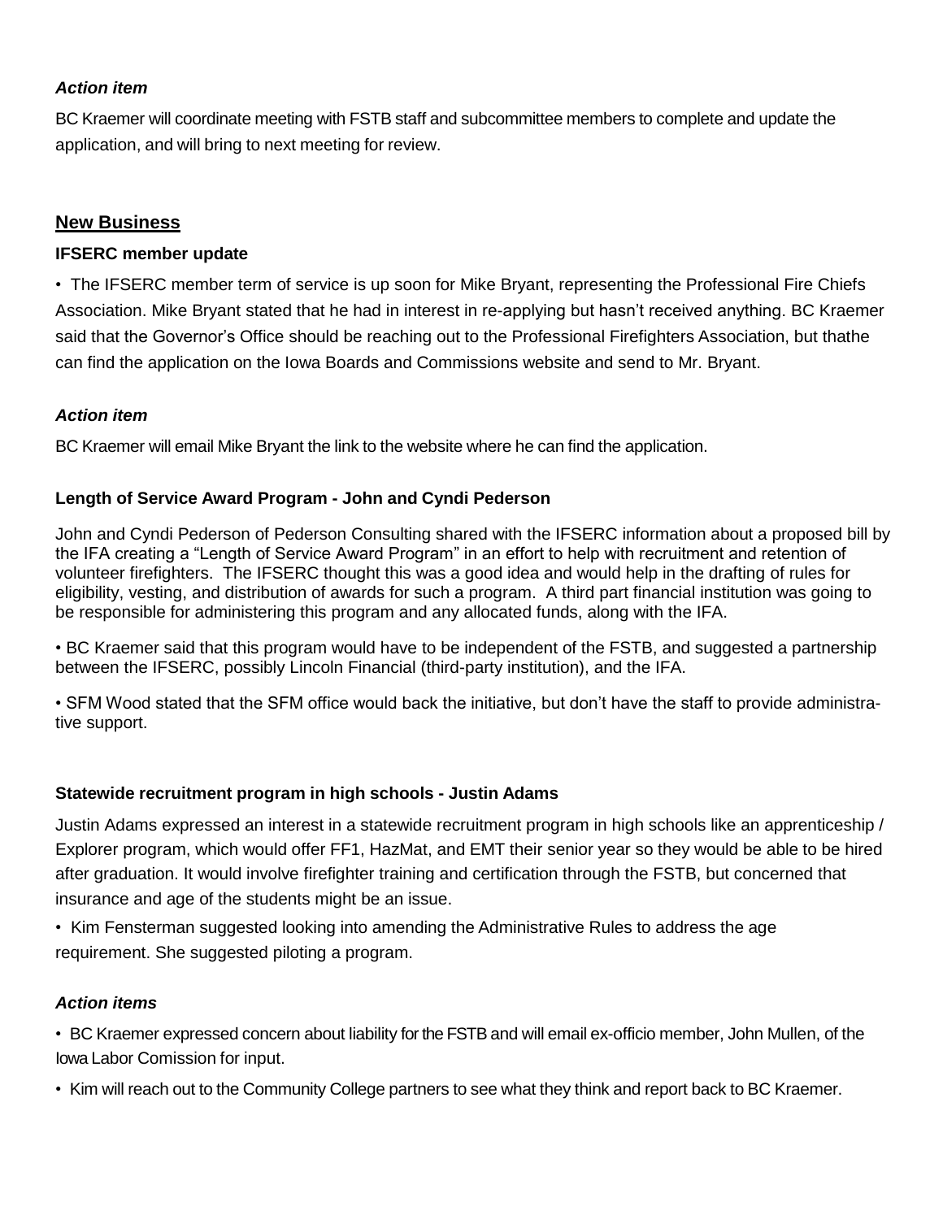***Action item***

BC Kraemer will coordinate meeting with FSTB staff and subcommittee members to complete and update the application, and will bring to next meeting for review.

## New Business

### IFSERC member update

- The IFSERC member term of service is up soon for Mike Bryant, representing the Professional Fire Chiefs Association. Mike Bryant stated that he had in interest in re-applying but hasn't received anything. BC Kraemer said that the Governor's Office should be reaching out to the Professional Firefighters Association, but thathe can find the application on the Iowa Boards and Commissions website and send to Mr. Bryant.

***Action item***

BC Kraemer will email Mike Bryant the link to the website where he can find the application.

### Length of Service Award Program - John and Cyndi Pederson

John and Cyndi Pederson of Pederson Consulting shared with the IFSERC information about a proposed bill by the IFA creating a "Length of Service Award Program" in an effort to help with recruitment and retention of volunteer firefighters. The IFSERC thought this was a good idea and would help in the drafting of rules for eligibility, vesting, and distribution of awards for such a program. A third part financial institution was going to be responsible for administering this program and any allocated funds, along with the IFA.

- BC Kraemer said that this program would have to be independent of the FSTB, and suggested a partnership between the IFSERC, possibly Lincoln Financial (third-party institution), and the IFA.
- SFM Wood stated that the SFM office would back the initiative, but don't have the staff to provide administrative support.

### Statewide recruitment program in high schools - Justin Adams

Justin Adams expressed an interest in a statewide recruitment program in high schools like an apprenticeship / Explorer program, which would offer FF1, HazMat, and EMT their senior year so they would be able to be hired after graduation. It would involve firefighter training and certification through the FSTB, but concerned that insurance and age of the students might be an issue.

- Kim Fensterman suggested looking into amending the Administrative Rules to address the age requirement. She suggested piloting a program.

***Action items***

- BC Kraemer expressed concern about liability for the FSTB and will email ex-officio member, John Mullen, of the Iowa Labor Comission for input.
- Kim will reach out to the Community College partners to see what they think and report back to BC Kraemer.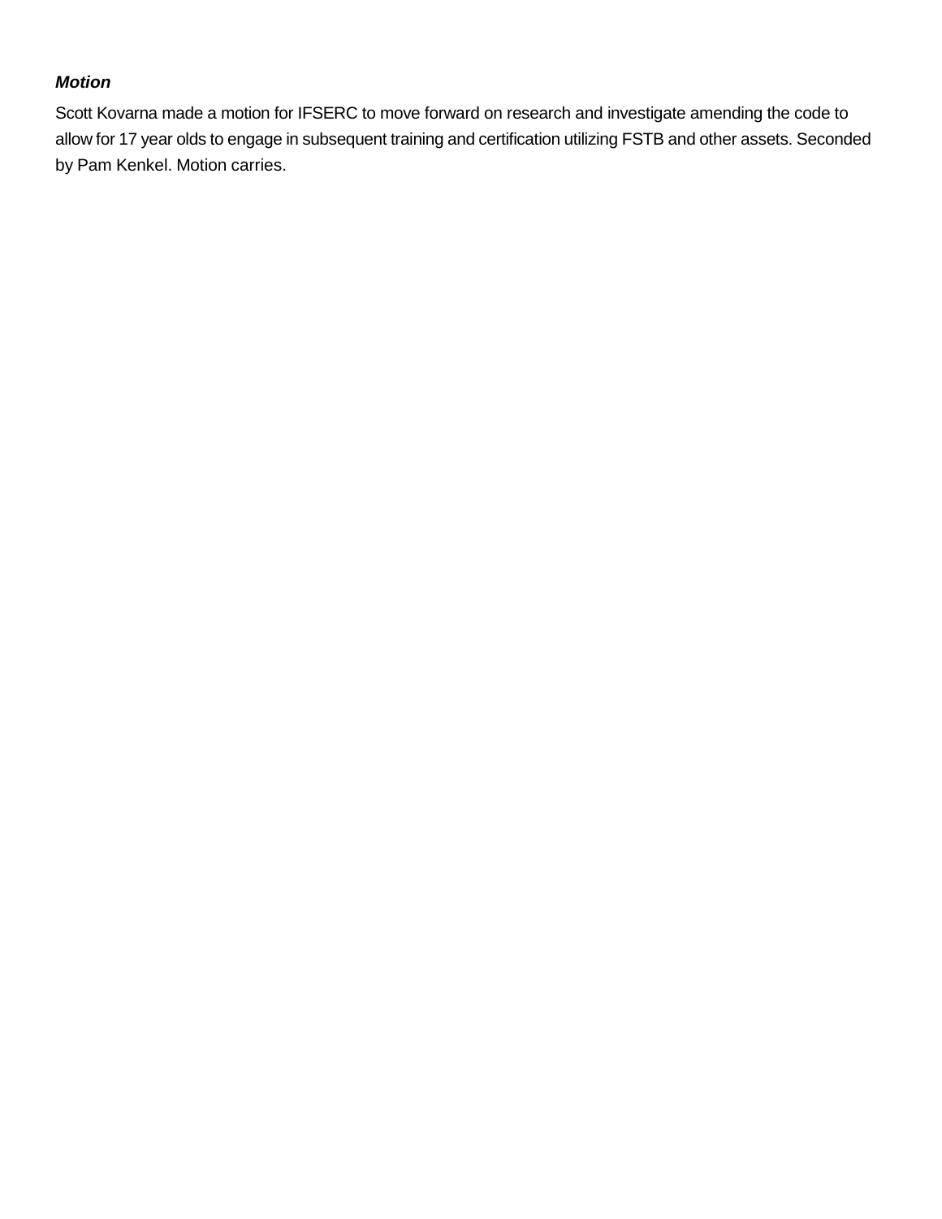***Motion***

Scott Kovarna made a motion for IFSERC to move forward on research and investigate amending the code to allow for 17 year olds to engage in subsequent training and certification utilizing FSTB and other assets. Seconded by Pam Kenkel. Motion carries.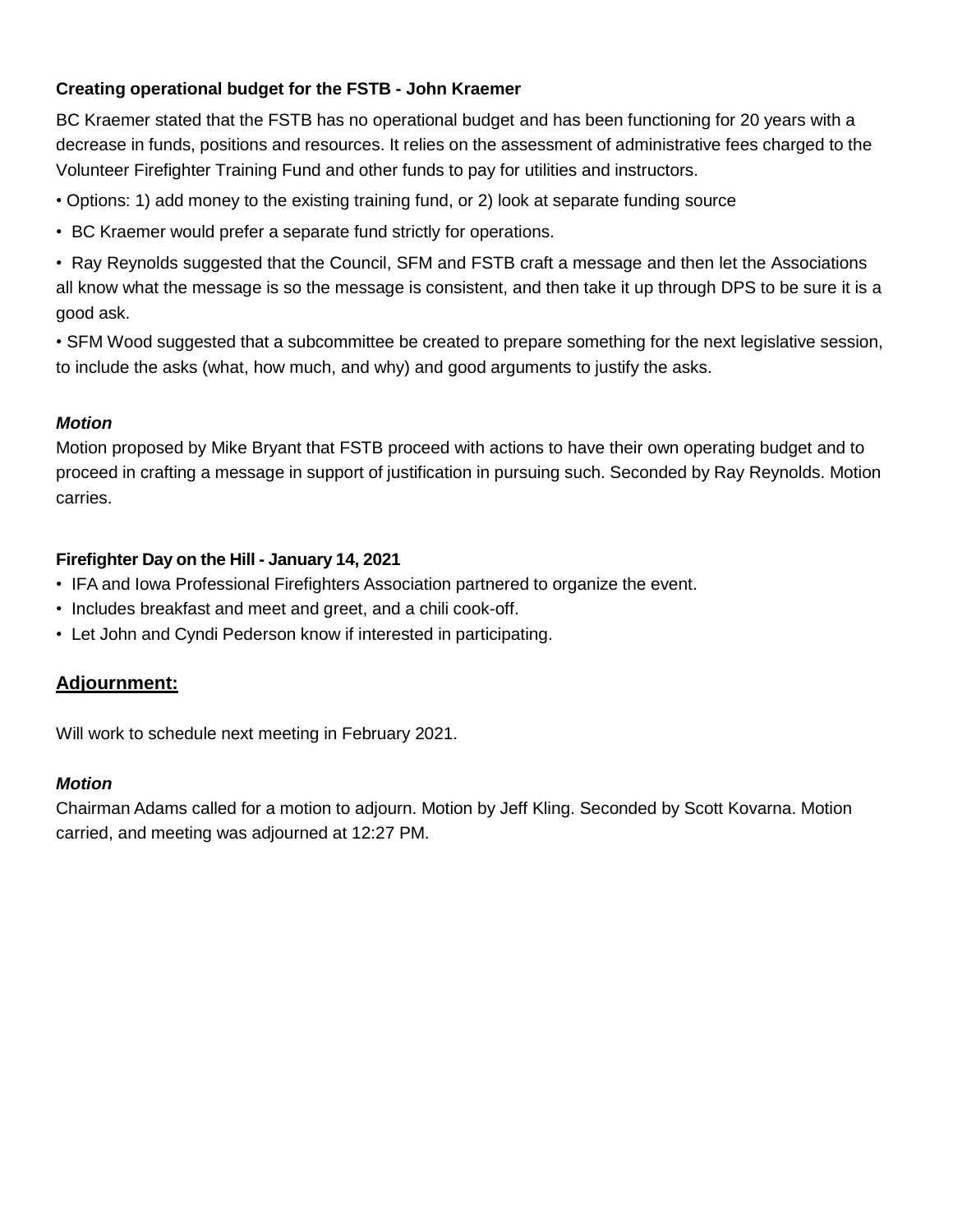**Creating operational budget for the FSTB - John Kraemer**

BC Kraemer stated that the FSTB has no operational budget and has been functioning for 20 years with a decrease in funds, positions and resources. It relies on the assessment of administrative fees charged to the Volunteer Firefighter Training Fund and other funds to pay for utilities and instructors.

- Options: 1) add money to the existing training fund, or 2) look at separate funding source
- BC Kraemer would prefer a separate fund strictly for operations.
- Ray Reynolds suggested that the Council, SFM and FSTB craft a message and then let the Associations all know what the message is so the message is consistent, and then take it up through DPS to be sure it is a good ask.
- SFM Wood suggested that a subcommittee be created to prepare something for the next legislative session, to include the asks (what, how much, and why) and good arguments to justify the asks.

***Motion***

Motion proposed by Mike Bryant that FSTB proceed with actions to have their own operating budget and to proceed in crafting a message in support of justification in pursuing such. Seconded by Ray Reynolds. Motion carries.

**Firefighter Day on the Hill - January 14, 2021**

- IFA and Iowa Professional Firefighters Association partnered to organize the event.
- Includes breakfast and meet and greet, and a chili cook-off.
- Let John and Cyndi Pederson know if interested in participating.

## **Adjournment:**

Will work to schedule next meeting in February 2021.

***Motion***

Chairman Adams called for a motion to adjourn. Motion by Jeff Kling. Seconded by Scott Kovarna. Motion carried, and meeting was adjourned at 12:27 PM.